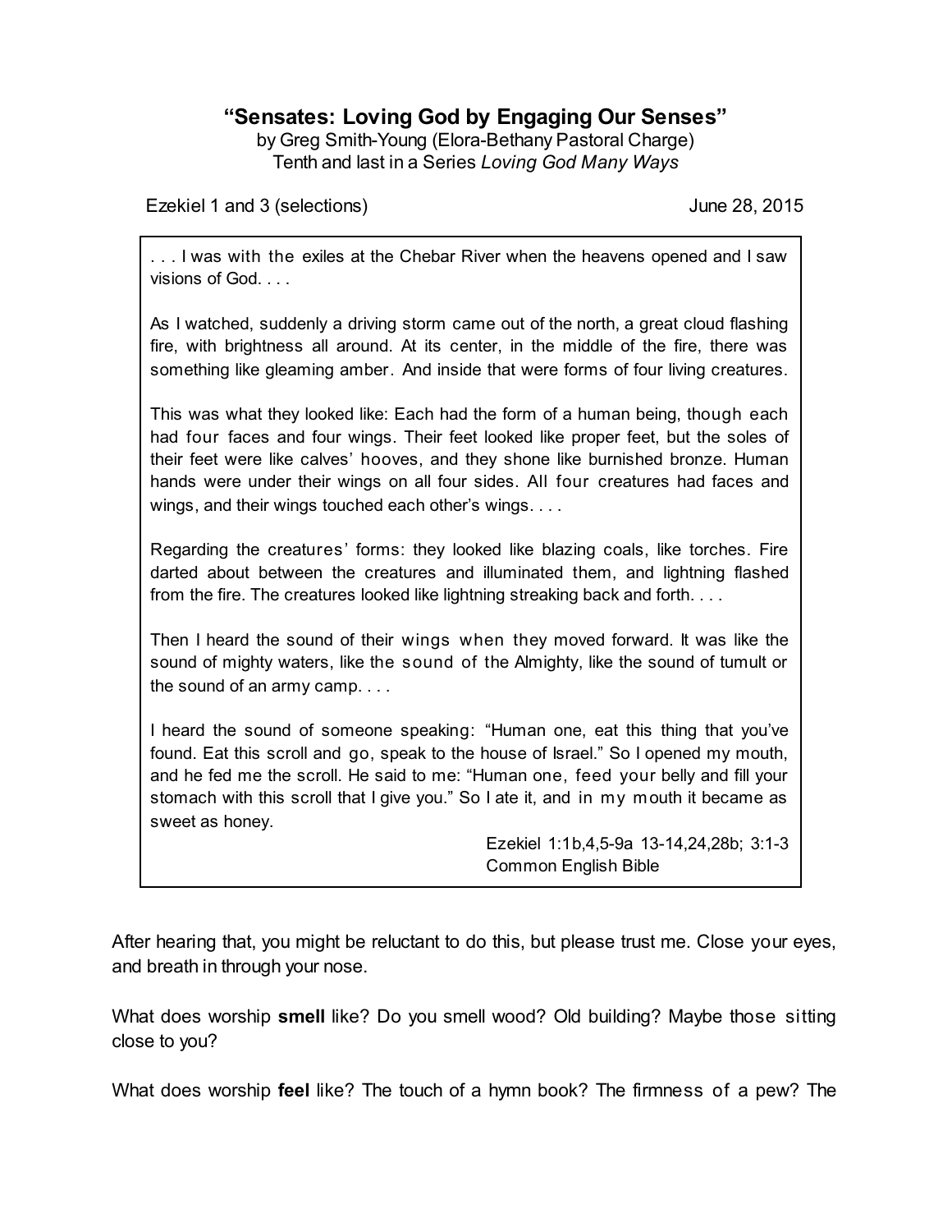# "Sensates: Loving God by Engaging Our Senses"

by Greg Smith-Young (Elora-Bethany Pastoral Charge)
Tenth and last in a Series *Loving God Many Ways*

Ezekiel 1 and 3 (selections) June 28, 2015

> . . . I was with the exiles at the Chebar River when the heavens opened and I saw visions of God. . . .
>
> As I watched, suddenly a driving storm came out of the north, a great cloud flashing fire, with brightness all around. At its center, in the middle of the fire, there was something like gleaming amber. And inside that were forms of four living creatures.
>
> This was what they looked like: Each had the form of a human being, though each had four faces and four wings. Their feet looked like proper feet, but the soles of their feet were like calves' hooves, and they shone like burnished bronze. Human hands were under their wings on all four sides. All four creatures had faces and wings, and their wings touched each other's wings. . . .
>
> Regarding the creatures' forms: they looked like blazing coals, like torches. Fire darted about between the creatures and illuminated them, and lightning flashed from the fire. The creatures looked like lightning streaking back and forth. . . .
>
> Then I heard the sound of their wings when they moved forward. It was like the sound of mighty waters, like the sound of the Almighty, like the sound of tumult or the sound of an army camp. . . .
>
> I heard the sound of someone speaking: "Human one, eat this thing that you've found. Eat this scroll and go, speak to the house of Israel." So I opened my mouth, and he fed me the scroll. He said to me: "Human one, feed your belly and fill your stomach with this scroll that I give you." So I ate it, and in my mouth it became as sweet as honey.
>
> Ezekiel 1:1b,4,5-9a 13-14,24,28b; 3:1-3
> Common English Bible

After hearing that, you might be reluctant to do this, but please trust me. Close your eyes, and breath in through your nose.

What does worship **smell** like? Do you smell wood? Old building? Maybe those sitting close to you?

What does worship **feel** like? The touch of a hymn book? The firmness of a pew? The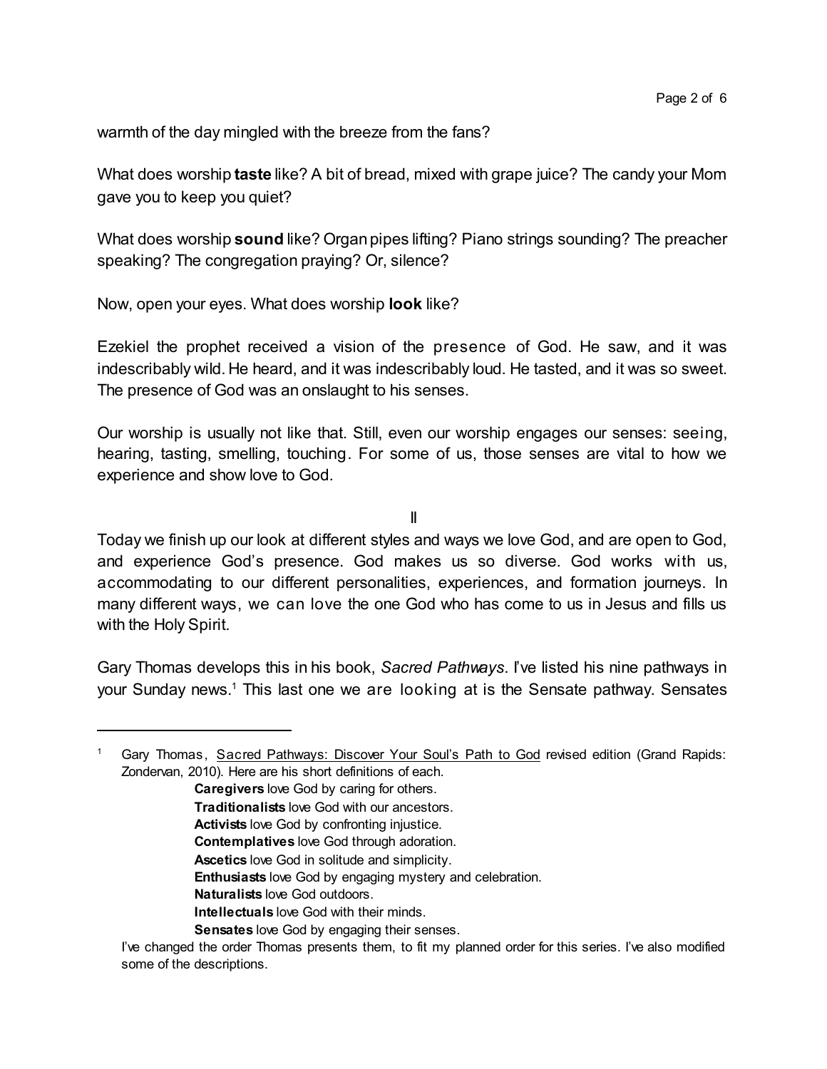warmth of the day mingled with the breeze from the fans?

What does worship **taste** like? A bit of bread, mixed with grape juice? The candy your Mom gave you to keep you quiet?

What does worship **sound** like? Organ pipes lifting? Piano strings sounding? The preacher speaking? The congregation praying? Or, silence?

Now, open your eyes. What does worship **look** like?

Ezekiel the prophet received a vision of the presence of God. He saw, and it was indescribably wild. He heard, and it was indescribably loud. He tasted, and it was so sweet. The presence of God was an onslaught to his senses.

Our worship is usually not like that. Still, even our worship engages our senses: seeing, hearing, tasting, smelling, touching. For some of us, those senses are vital to how we experience and show love to God.

II

Today we finish up our look at different styles and ways we love God, and are open to God, and experience God's presence. God makes us so diverse. God works with us, accommodating to our different personalities, experiences, and formation journeys. In many different ways, we can love the one God who has come to us in Jesus and fills us with the Holy Spirit.

Gary Thomas develops this in his book, *Sacred Pathways*. I've listed his nine pathways in your Sunday news.[1] This last one we are looking at is the Sensate pathway. Sensates

---

[1] Gary Thomas, Sacred Pathways: Discover Your Soul's Path to God revised edition (Grand Rapids: Zondervan, 2010). Here are his short definitions of each.

> **Caregivers** love God by caring for others.
> **Traditionalists** love God with our ancestors.
> **Activists** love God by confronting injustice.
> **Contemplatives** love God through adoration.
> **Ascetics** love God in solitude and simplicity.
> **Enthusiasts** love God by engaging mystery and celebration.
> **Naturalists** love God outdoors.
> **Intellectuals** love God with their minds.
> **Sensates** love God by engaging their senses.

I've changed the order Thomas presents them, to fit my planned order for this series. I've also modified some of the descriptions.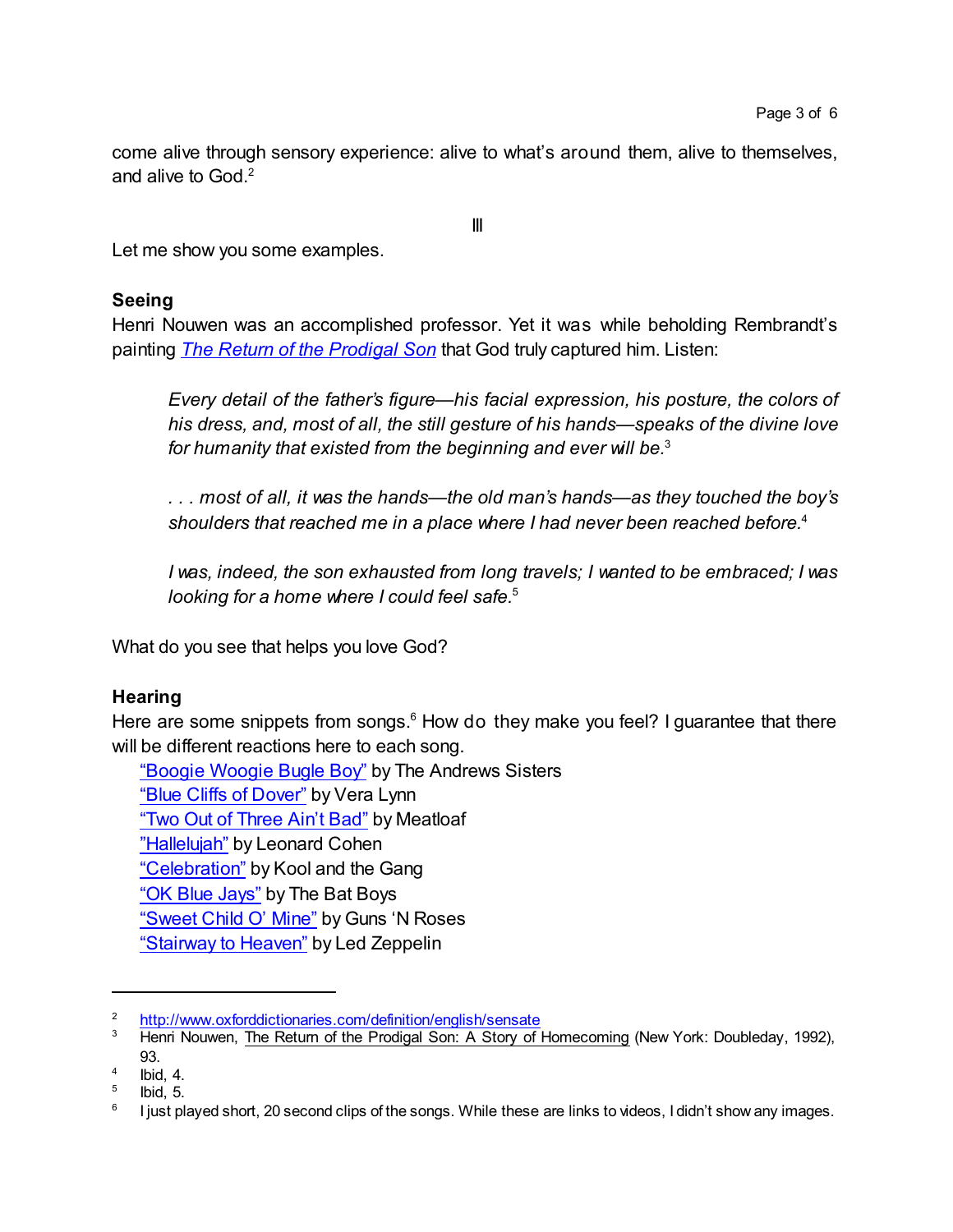come alive through sensory experience: alive to what's around them, alive to themselves, and alive to God.[2]

III

Let me show you some examples.

**Seeing**

Henri Nouwen was an accomplished professor. Yet it was while beholding Rembrandt's painting *The Return of the Prodigal Son* that God truly captured him. Listen:

> *Every detail of the father's figure—his facial expression, his posture, the colors of his dress, and, most of all, the still gesture of his hands—speaks of the divine love for humanity that existed from the beginning and ever will be.*[3]
>
> *. . . most of all, it was the hands—the old man's hands—as they touched the boy's shoulders that reached me in a place where I had never been reached before.*[4]
>
> *I was, indeed, the son exhausted from long travels; I wanted to be embraced; I was looking for a home where I could feel safe.*[5]

What do you see that helps you love God?

**Hearing**

Here are some snippets from songs.[6] How do they make you feel? I guarantee that there will be different reactions here to each song.

- "Boogie Woogie Bugle Boy" by The Andrews Sisters
- "Blue Cliffs of Dover" by Vera Lynn
- "Two Out of Three Ain't Bad" by Meatloaf
- "Hallelujah" by Leonard Cohen
- "Celebration" by Kool and the Gang
- "OK Blue Jays" by The Bat Boys
- "Sweet Child O' Mine" by Guns 'N Roses
- "Stairway to Heaven" by Led Zeppelin

---

[2] http://www.oxforddictionaries.com/definition/english/sensate

[3] Henri Nouwen, The Return of the Prodigal Son: A Story of Homecoming (New York: Doubleday, 1992), 93.

[4] Ibid, 4.

[5] Ibid, 5.

[6] I just played short, 20 second clips of the songs. While these are links to videos, I didn't show any images.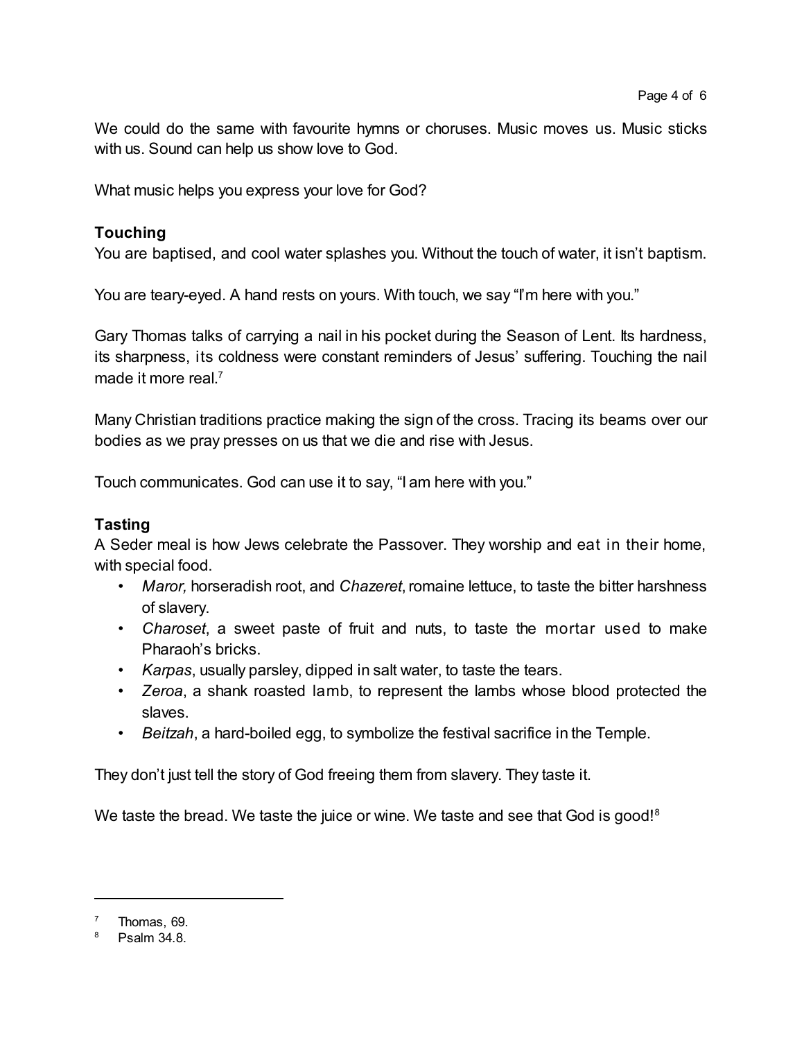We could do the same with favourite hymns or choruses. Music moves us. Music sticks with us. Sound can help us show love to God.

What music helps you express your love for God?

### Touching

You are baptised, and cool water splashes you. Without the touch of water, it isn't baptism.

You are teary-eyed. A hand rests on yours. With touch, we say "I'm here with you."

Gary Thomas talks of carrying a nail in his pocket during the Season of Lent. Its hardness, its sharpness, its coldness were constant reminders of Jesus' suffering. Touching the nail made it more real.[7]

Many Christian traditions practice making the sign of the cross. Tracing its beams over our bodies as we pray presses on us that we die and rise with Jesus.

Touch communicates. God can use it to say, "I am here with you."

### Tasting

A Seder meal is how Jews celebrate the Passover. They worship and eat in their home, with special food.

- *Maror,* horseradish root, and *Chazeret*, romaine lettuce, to taste the bitter harshness of slavery.
- *Charoset*, a sweet paste of fruit and nuts, to taste the mortar used to make Pharaoh's bricks.
- *Karpas*, usually parsley, dipped in salt water, to taste the tears.
- *Zeroa*, a shank roasted lamb, to represent the lambs whose blood protected the slaves.
- *Beitzah*, a hard-boiled egg, to symbolize the festival sacrifice in the Temple.

They don't just tell the story of God freeing them from slavery. They taste it.

We taste the bread. We taste the juice or wine. We taste and see that God is good![8]

---

[7] Thomas, 69.

[8] Psalm 34.8.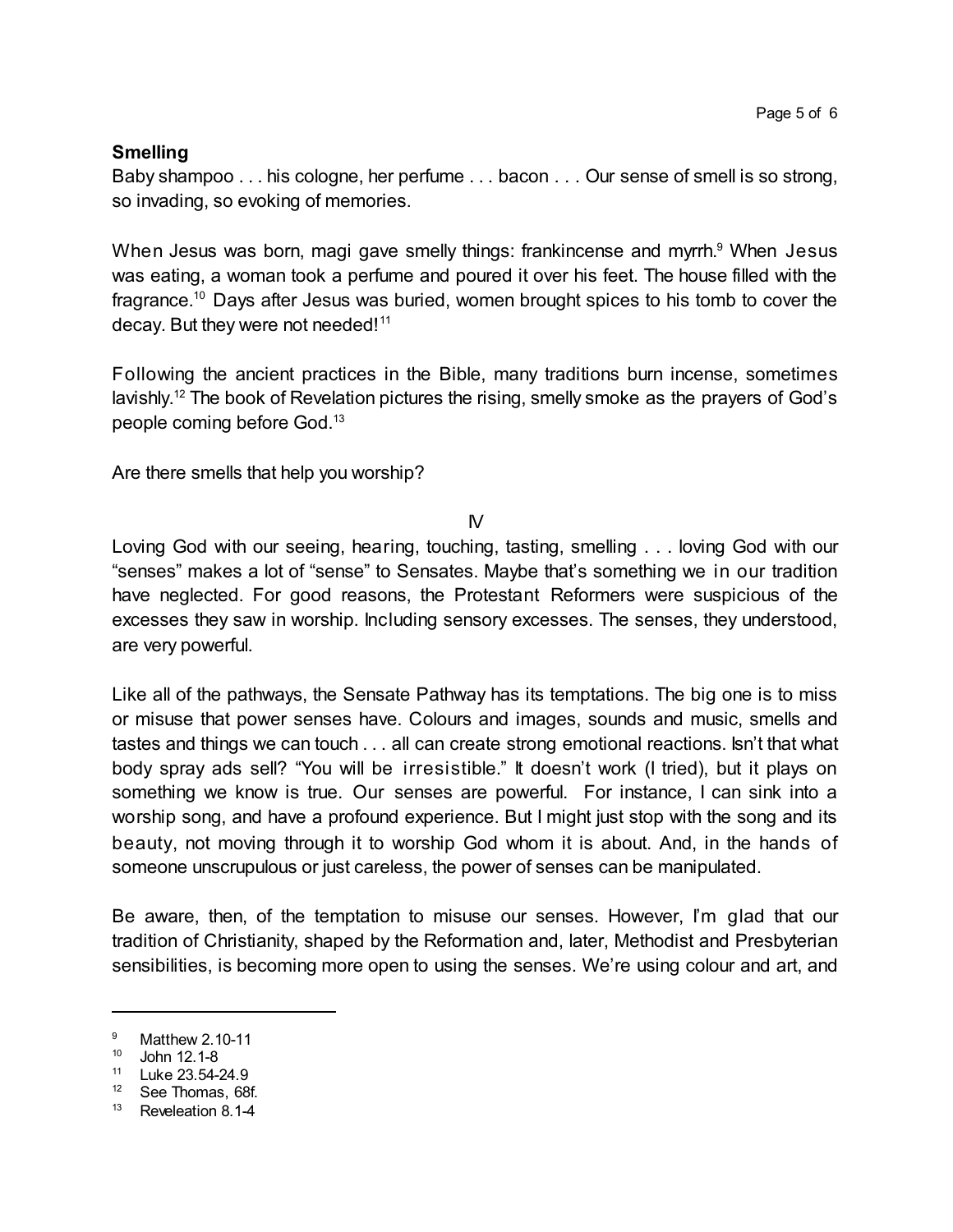**Smelling**

Baby shampoo . . . his cologne, her perfume . . . bacon . . . Our sense of smell is so strong, so invading, so evoking of memories.

When Jesus was born, magi gave smelly things: frankincense and myrrh.[9] When Jesus was eating, a woman took a perfume and poured it over his feet. The house filled with the fragrance.[10] Days after Jesus was buried, women brought spices to his tomb to cover the decay. But they were not needed![11]

Following the ancient practices in the Bible, many traditions burn incense, sometimes lavishly.[12] The book of Revelation pictures the rising, smelly smoke as the prayers of God's people coming before God.[13]

Are there smells that help you worship?

IV

Loving God with our seeing, hearing, touching, tasting, smelling . . . loving God with our "senses" makes a lot of "sense" to Sensates. Maybe that's something we in our tradition have neglected. For good reasons, the Protestant Reformers were suspicious of the excesses they saw in worship. Including sensory excesses. The senses, they understood, are very powerful.

Like all of the pathways, the Sensate Pathway has its temptations. The big one is to miss or misuse that power senses have. Colours and images, sounds and music, smells and tastes and things we can touch . . . all can create strong emotional reactions. Isn't that what body spray ads sell? "You will be irresistible." It doesn't work (I tried), but it plays on something we know is true. Our senses are powerful. For instance, I can sink into a worship song, and have a profound experience. But I might just stop with the song and its beauty, not moving through it to worship God whom it is about. And, in the hands of someone unscrupulous or just careless, the power of senses can be manipulated.

Be aware, then, of the temptation to misuse our senses. However, I'm glad that our tradition of Christianity, shaped by the Reformation and, later, Methodist and Presbyterian sensibilities, is becoming more open to using the senses. We're using colour and art, and

---

[9] Matthew 2.10-11

[10] John 12.1-8

[11] Luke 23.54-24.9

[12] See Thomas, 68f.

[13] Reveleation 8.1-4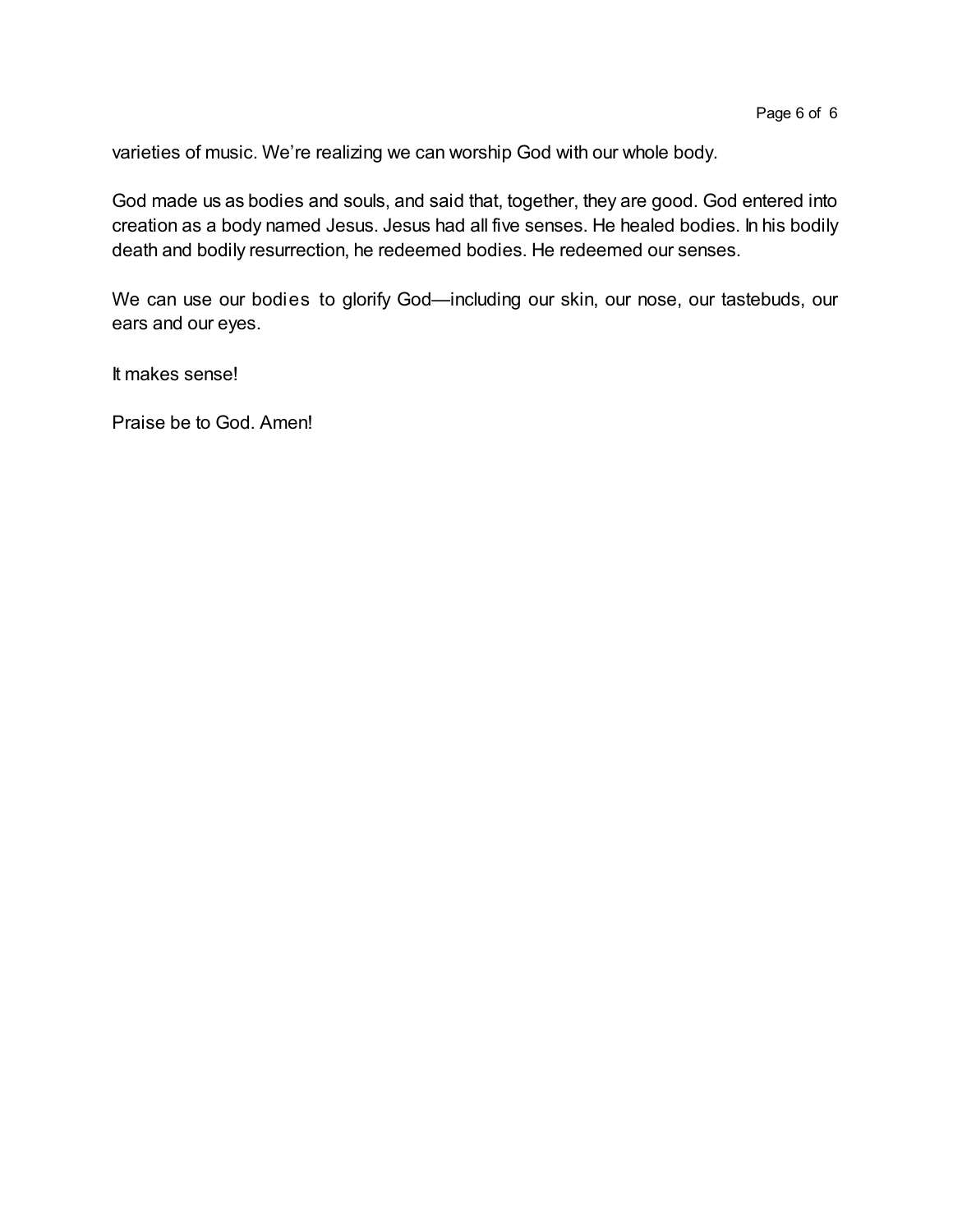varieties of music. We're realizing we can worship God with our whole body.

God made us as bodies and souls, and said that, together, they are good. God entered into creation as a body named Jesus. Jesus had all five senses. He healed bodies. In his bodily death and bodily resurrection, he redeemed bodies. He redeemed our senses.

We can use our bodies to glorify God—including our skin, our nose, our tastebuds, our ears and our eyes.

It makes sense!

Praise be to God. Amen!